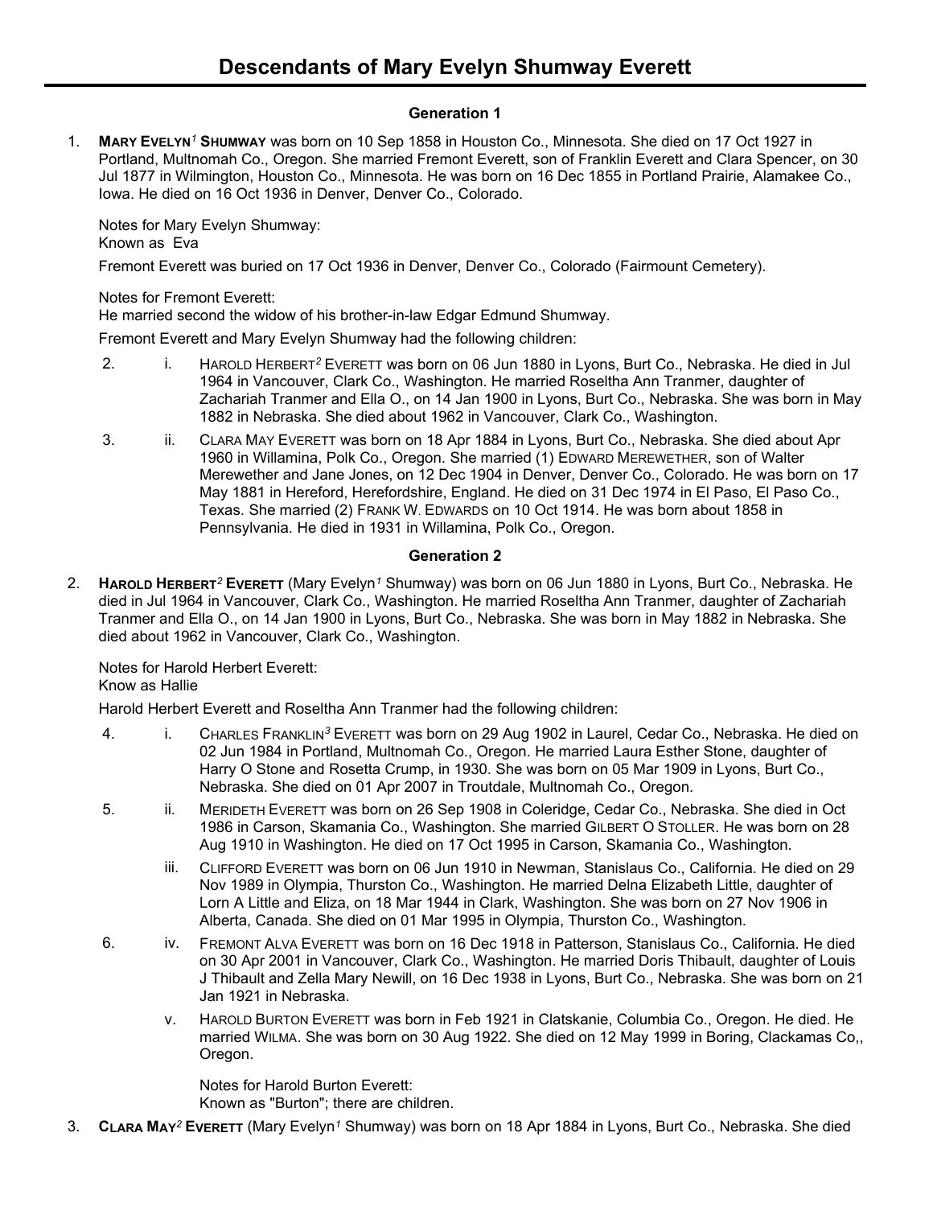# Descendants of Mary Evelyn Shumway Everett

### Generation 1

1. **Mary Evelyn[1] Shumway** was born on 10 Sep 1858 in Houston Co., Minnesota. She died on 17 Oct 1927 in Portland, Multnomah Co., Oregon. She married Fremont Everett, son of Franklin Everett and Clara Spencer, on 30 Jul 1877 in Wilmington, Houston Co., Minnesota. He was born on 16 Dec 1855 in Portland Prairie, Alamakee Co., Iowa. He died on 16 Oct 1936 in Denver, Denver Co., Colorado.

   Notes for Mary Evelyn Shumway:
   Known as Eva

   Fremont Everett was buried on 17 Oct 1936 in Denver, Denver Co., Colorado (Fairmount Cemetery).

   Notes for Fremont Everett:
   He married second the widow of his brother-in-law Edgar Edmund Shumway.

   Fremont Everett and Mary Evelyn Shumway had the following children:

   2. i. Harold Herbert[2] Everett was born on 06 Jun 1880 in Lyons, Burt Co., Nebraska. He died in Jul 1964 in Vancouver, Clark Co., Washington. He married Roseltha Ann Tranmer, daughter of Zachariah Tranmer and Ella O., on 14 Jan 1900 in Lyons, Burt Co., Nebraska. She was born in May 1882 in Nebraska. She died about 1962 in Vancouver, Clark Co., Washington.

   3. ii. Clara May Everett was born on 18 Apr 1884 in Lyons, Burt Co., Nebraska. She died about Apr 1960 in Willamina, Polk Co., Oregon. She married (1) Edward Merewether, son of Walter Merewether and Jane Jones, on 12 Dec 1904 in Denver, Denver Co., Colorado. He was born on 17 May 1881 in Hereford, Herefordshire, England. He died on 31 Dec 1974 in El Paso, El Paso Co., Texas. She married (2) Frank W. Edwards on 10 Oct 1914. He was born about 1858 in Pennsylvania. He died in 1931 in Willamina, Polk Co., Oregon.

### Generation 2

2. **Harold Herbert[2] Everett** (Mary Evelyn[1] Shumway) was born on 06 Jun 1880 in Lyons, Burt Co., Nebraska. He died in Jul 1964 in Vancouver, Clark Co., Washington. He married Roseltha Ann Tranmer, daughter of Zachariah Tranmer and Ella O., on 14 Jan 1900 in Lyons, Burt Co., Nebraska. She was born in May 1882 in Nebraska. She died about 1962 in Vancouver, Clark Co., Washington.

   Notes for Harold Herbert Everett:
   Know as Hallie

   Harold Herbert Everett and Roseltha Ann Tranmer had the following children:

   4. i. Charles Franklin[3] Everett was born on 29 Aug 1902 in Laurel, Cedar Co., Nebraska. He died on 02 Jun 1984 in Portland, Multnomah Co., Oregon. He married Laura Esther Stone, daughter of Harry O Stone and Rosetta Crump, in 1930. She was born on 05 Mar 1909 in Lyons, Burt Co., Nebraska. She died on 01 Apr 2007 in Troutdale, Multnomah Co., Oregon.

   5. ii. Merideth Everett was born on 26 Sep 1908 in Coleridge, Cedar Co., Nebraska. She died in Oct 1986 in Carson, Skamania Co., Washington. She married Gilbert O Stoller. He was born on 28 Aug 1910 in Washington. He died on 17 Oct 1995 in Carson, Skamania Co., Washington.

   iii. Clifford Everett was born on 06 Jun 1910 in Newman, Stanislaus Co., California. He died on 29 Nov 1989 in Olympia, Thurston Co., Washington. He married Delna Elizabeth Little, daughter of Lorn A Little and Eliza, on 18 Mar 1944 in Clark, Washington. She was born on 27 Nov 1906 in Alberta, Canada. She died on 01 Mar 1995 in Olympia, Thurston Co., Washington.

   6. iv. Fremont Alva Everett was born on 16 Dec 1918 in Patterson, Stanislaus Co., California. He died on 30 Apr 2001 in Vancouver, Clark Co., Washington. He married Doris Thibault, daughter of Louis J Thibault and Zella Mary Newill, on 16 Dec 1938 in Lyons, Burt Co., Nebraska. She was born on 21 Jan 1921 in Nebraska.

   v. Harold Burton Everett was born in Feb 1921 in Clatskanie, Columbia Co., Oregon. He died. He married Wilma. She was born on 30 Aug 1922. She died on 12 May 1999 in Boring, Clackamas Co,, Oregon.

      Notes for Harold Burton Everett:
      Known as "Burton"; there are children.

3. **Clara May[2] Everett** (Mary Evelyn[1] Shumway) was born on 18 Apr 1884 in Lyons, Burt Co., Nebraska. She died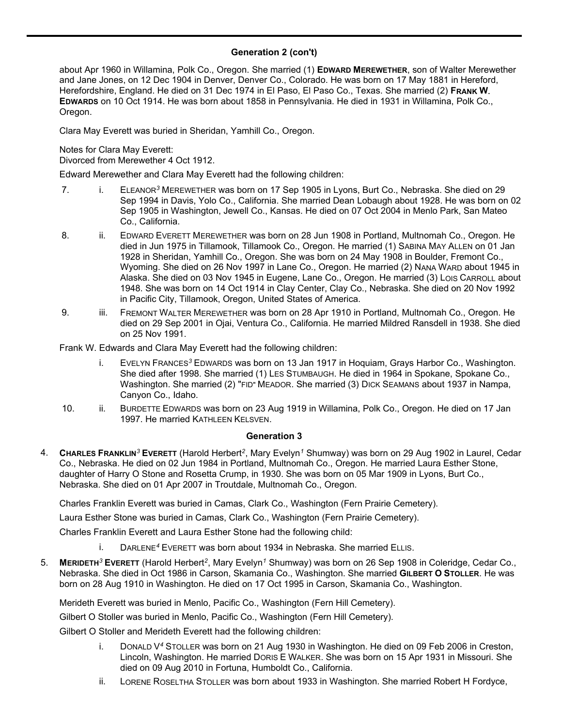## Generation 2 (con't)

about Apr 1960 in Willamina, Polk Co., Oregon. She married (1) **Edward Merewether**, son of Walter Merewether and Jane Jones, on 12 Dec 1904 in Denver, Denver Co., Colorado. He was born on 17 May 1881 in Hereford, Herefordshire, England. He died on 31 Dec 1974 in El Paso, El Paso Co., Texas. She married (2) **Frank W. Edwards** on 10 Oct 1914. He was born about 1858 in Pennsylvania. He died in 1931 in Willamina, Polk Co., Oregon.

Clara May Everett was buried in Sheridan, Yamhill Co., Oregon.

Notes for Clara May Everett:
Divorced from Merewether 4 Oct 1912.

Edward Merewether and Clara May Everett had the following children:

7. i. Eleanor[3] Merewether was born on 17 Sep 1905 in Lyons, Burt Co., Nebraska. She died on 29 Sep 1994 in Davis, Yolo Co., California. She married Dean Lobaugh about 1928. He was born on 02 Sep 1905 in Washington, Jewell Co., Kansas. He died on 07 Oct 2004 in Menlo Park, San Mateo Co., California.

8. ii. Edward Everett Merewether was born on 28 Jun 1908 in Portland, Multnomah Co., Oregon. He died in Jun 1975 in Tillamook, Tillamook Co., Oregon. He married (1) Sabina May Allen on 01 Jan 1928 in Sheridan, Yamhill Co., Oregon. She was born on 24 May 1908 in Boulder, Fremont Co., Wyoming. She died on 26 Nov 1997 in Lane Co., Oregon. He married (2) Nana Ward about 1945 in Alaska. She died on 03 Nov 1945 in Eugene, Lane Co., Oregon. He married (3) Lois Carroll about 1948. She was born on 14 Oct 1914 in Clay Center, Clay Co., Nebraska. She died on 20 Nov 1992 in Pacific City, Tillamook, Oregon, United States of America.

9. iii. Fremont Walter Merewether was born on 28 Apr 1910 in Portland, Multnomah Co., Oregon. He died on 29 Sep 2001 in Ojai, Ventura Co., California. He married Mildred Ransdell in 1938. She died on 25 Nov 1991.

Frank W. Edwards and Clara May Everett had the following children:

i. Evelyn Frances[3] Edwards was born on 13 Jan 1917 in Hoquiam, Grays Harbor Co., Washington. She died after 1998. She married (1) Les Stumbaugh. He died in 1964 in Spokane, Spokane Co., Washington. She married (2) "Fid" Meador. She married (3) Dick Seamans about 1937 in Nampa, Canyon Co., Idaho.

10. ii. Burdette Edwards was born on 23 Aug 1919 in Willamina, Polk Co., Oregon. He died on 17 Jan 1997. He married Kathleen Kelsven.

## Generation 3

4. **Charles Franklin[3] Everett** (Harold Herbert[2], Mary Evelyn[1] Shumway) was born on 29 Aug 1902 in Laurel, Cedar Co., Nebraska. He died on 02 Jun 1984 in Portland, Multnomah Co., Oregon. He married Laura Esther Stone, daughter of Harry O Stone and Rosetta Crump, in 1930. She was born on 05 Mar 1909 in Lyons, Burt Co., Nebraska. She died on 01 Apr 2007 in Troutdale, Multnomah Co., Oregon.

Charles Franklin Everett was buried in Camas, Clark Co., Washington (Fern Prairie Cemetery).

Laura Esther Stone was buried in Camas, Clark Co., Washington (Fern Prairie Cemetery).

Charles Franklin Everett and Laura Esther Stone had the following child:

i. Darlene[4] Everett was born about 1934 in Nebraska. She married Ellis.

5. **Merideth[3] Everett** (Harold Herbert[2], Mary Evelyn[1] Shumway) was born on 26 Sep 1908 in Coleridge, Cedar Co., Nebraska. She died in Oct 1986 in Carson, Skamania Co., Washington. She married **Gilbert O Stoller**. He was born on 28 Aug 1910 in Washington. He died on 17 Oct 1995 in Carson, Skamania Co., Washington.

Merideth Everett was buried in Menlo, Pacific Co., Washington (Fern Hill Cemetery).

Gilbert O Stoller was buried in Menlo, Pacific Co., Washington (Fern Hill Cemetery).

Gilbert O Stoller and Merideth Everett had the following children:

i. Donald V[4] Stoller was born on 21 Aug 1930 in Washington. He died on 09 Feb 2006 in Creston, Lincoln, Washington. He married Doris E Walker. She was born on 15 Apr 1931 in Missouri. She died on 09 Aug 2010 in Fortuna, Humboldt Co., California.

ii. Lorene Roseltha Stoller was born about 1933 in Washington. She married Robert H Fordyce,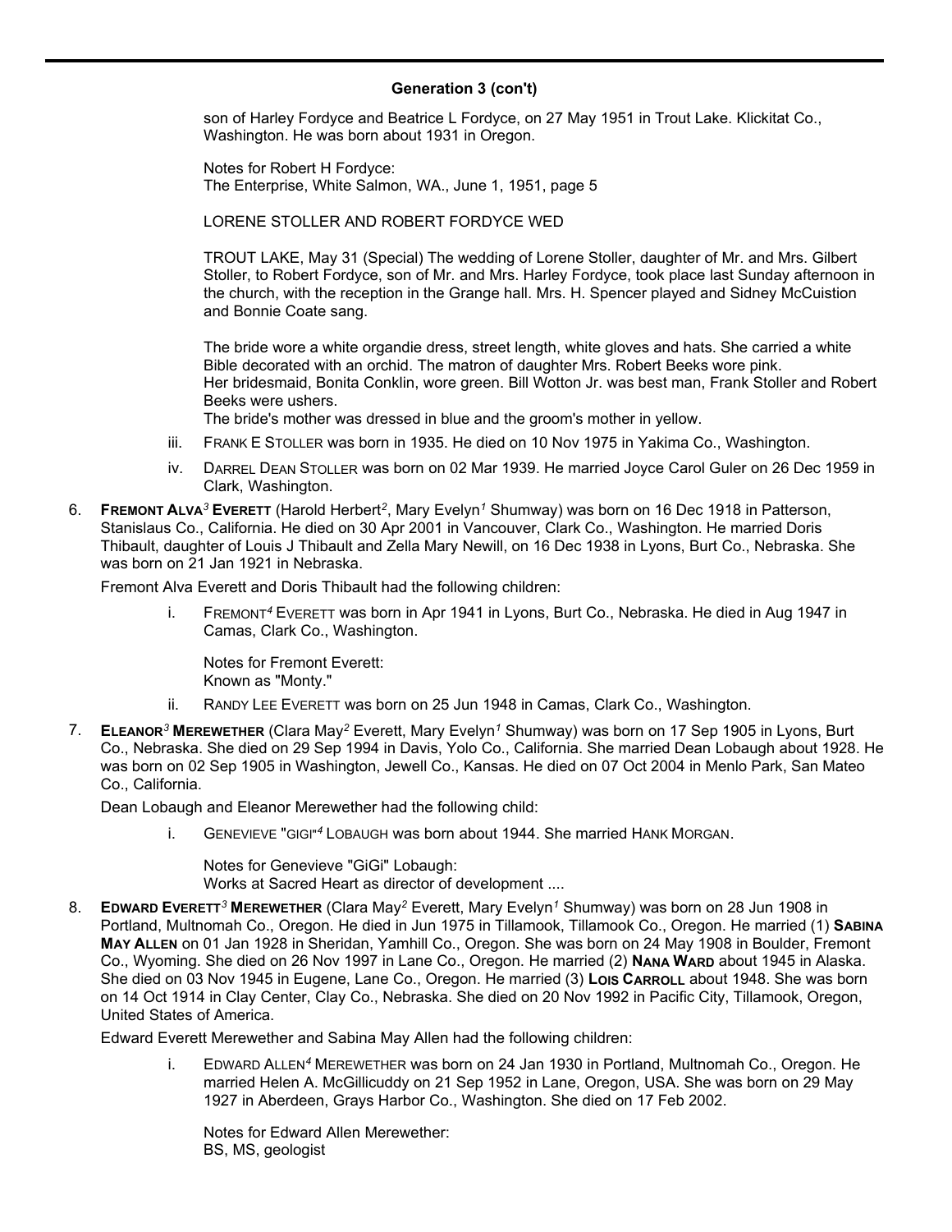## Generation 3 (con't)

son of Harley Fordyce and Beatrice L Fordyce, on 27 May 1951 in Trout Lake. Klickitat Co., Washington. He was born about 1931 in Oregon.

Notes for Robert H Fordyce:
The Enterprise, White Salmon, WA., June 1, 1951, page 5

LORENE STOLLER AND ROBERT FORDYCE WED

TROUT LAKE, May 31 (Special) The wedding of Lorene Stoller, daughter of Mr. and Mrs. Gilbert Stoller, to Robert Fordyce, son of Mr. and Mrs. Harley Fordyce, took place last Sunday afternoon in the church, with the reception in the Grange hall. Mrs. H. Spencer played and Sidney McCuistion and Bonnie Coate sang.

The bride wore a white organdie dress, street length, white gloves and hats. She carried a white Bible decorated with an orchid. The matron of daughter Mrs. Robert Beeks wore pink.
Her bridesmaid, Bonita Conklin, wore green. Bill Wotton Jr. was best man, Frank Stoller and Robert Beeks were ushers.
The bride's mother was dressed in blue and the groom's mother in yellow.

iii. FRANK E STOLLER was born in 1935. He died on 10 Nov 1975 in Yakima Co., Washington.

iv. DARREL DEAN STOLLER was born on 02 Mar 1939. He married Joyce Carol Guler on 26 Dec 1959 in Clark, Washington.

6. **FREMONT ALVA[3] EVERETT** (Harold Herbert[2], Mary Evelyn[1] Shumway) was born on 16 Dec 1918 in Patterson, Stanislaus Co., California. He died on 30 Apr 2001 in Vancouver, Clark Co., Washington. He married Doris Thibault, daughter of Louis J Thibault and Zella Mary Newill, on 16 Dec 1938 in Lyons, Burt Co., Nebraska. She was born on 21 Jan 1921 in Nebraska.

Fremont Alva Everett and Doris Thibault had the following children:

i. FREMONT[4] EVERETT was born in Apr 1941 in Lyons, Burt Co., Nebraska. He died in Aug 1947 in Camas, Clark Co., Washington.

Notes for Fremont Everett:
Known as "Monty."

ii. RANDY LEE EVERETT was born on 25 Jun 1948 in Camas, Clark Co., Washington.

7. **ELEANOR[3] MEREWETHER** (Clara May[2] Everett, Mary Evelyn[1] Shumway) was born on 17 Sep 1905 in Lyons, Burt Co., Nebraska. She died on 29 Sep 1994 in Davis, Yolo Co., California. She married Dean Lobaugh about 1928. He was born on 02 Sep 1905 in Washington, Jewell Co., Kansas. He died on 07 Oct 2004 in Menlo Park, San Mateo Co., California.

Dean Lobaugh and Eleanor Merewether had the following child:

i. GENEVIEVE "GIGI"[4] LOBAUGH was born about 1944. She married HANK MORGAN.

Notes for Genevieve "GiGi" Lobaugh:
Works at Sacred Heart as director of development ....

8. **EDWARD EVERETT[3] MEREWETHER** (Clara May[2] Everett, Mary Evelyn[1] Shumway) was born on 28 Jun 1908 in Portland, Multnomah Co., Oregon. He died in Jun 1975 in Tillamook, Tillamook Co., Oregon. He married (1) **SABINA MAY ALLEN** on 01 Jan 1928 in Sheridan, Yamhill Co., Oregon. She was born on 24 May 1908 in Boulder, Fremont Co., Wyoming. She died on 26 Nov 1997 in Lane Co., Oregon. He married (2) **NANA WARD** about 1945 in Alaska. She died on 03 Nov 1945 in Eugene, Lane Co., Oregon. He married (3) **LOIS CARROLL** about 1948. She was born on 14 Oct 1914 in Clay Center, Clay Co., Nebraska. She died on 20 Nov 1992 in Pacific City, Tillamook, Oregon, United States of America.

Edward Everett Merewether and Sabina May Allen had the following children:

i. EDWARD ALLEN[4] MEREWETHER was born on 24 Jan 1930 in Portland, Multnomah Co., Oregon. He married Helen A. McGillicuddy on 21 Sep 1952 in Lane, Oregon, USA. She was born on 29 May 1927 in Aberdeen, Grays Harbor Co., Washington. She died on 17 Feb 2002.

Notes for Edward Allen Merewether:
BS, MS, geologist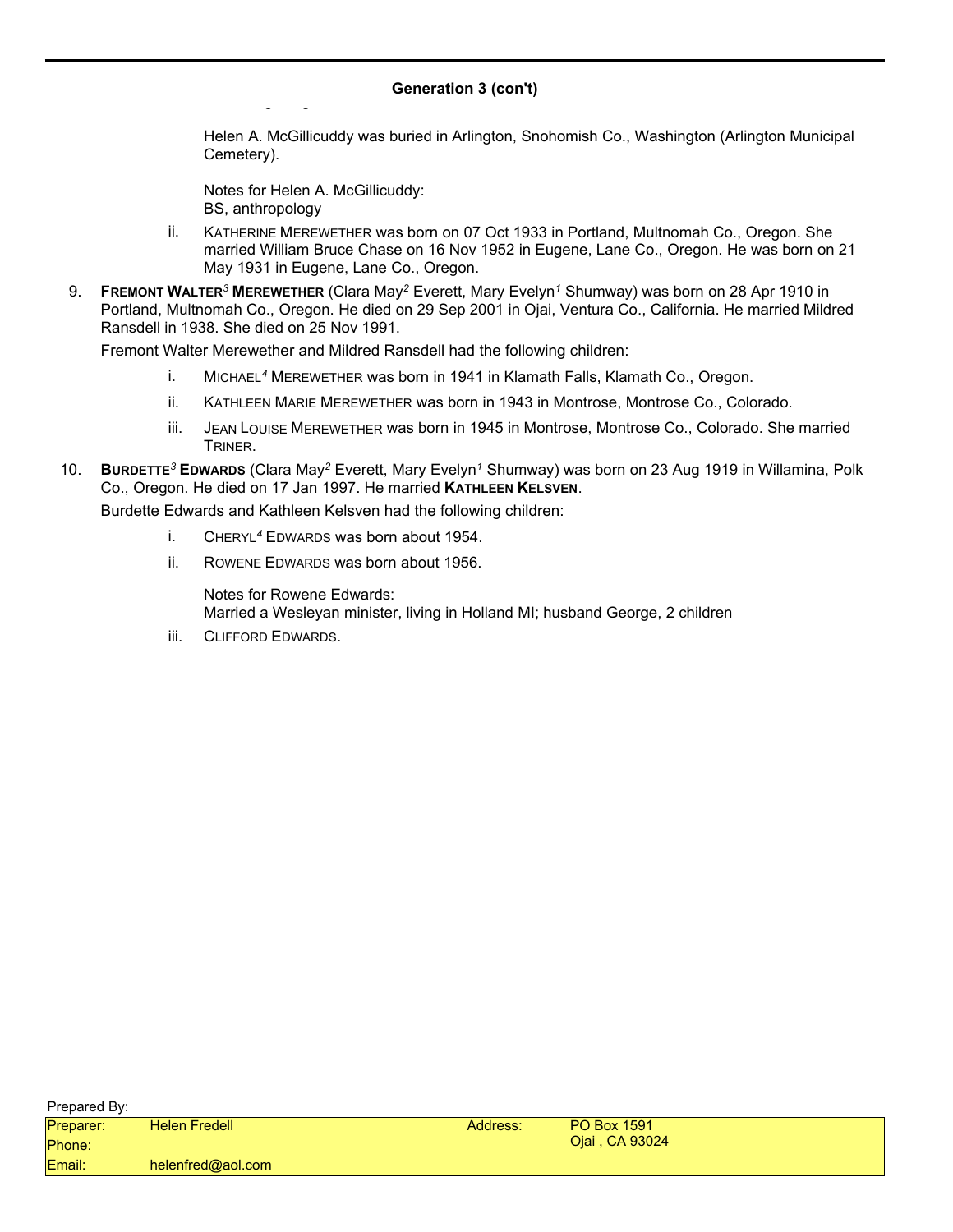## Generation 3 (con't)

Helen A. McGillicuddy was buried in Arlington, Snohomish Co., Washington (Arlington Municipal Cemetery).

Notes for Helen A. McGillicuddy:
BS, anthropology

ii. KATHERINE MEREWETHER was born on 07 Oct 1933 in Portland, Multnomah Co., Oregon. She married William Bruce Chase on 16 Nov 1952 in Eugene, Lane Co., Oregon. He was born on 21 May 1931 in Eugene, Lane Co., Oregon.

9. **FREMONT WALTER[3] MEREWETHER** (Clara May[2] Everett, Mary Evelyn[1] Shumway) was born on 28 Apr 1910 in Portland, Multnomah Co., Oregon. He died on 29 Sep 2001 in Ojai, Ventura Co., California. He married Mildred Ransdell in 1938. She died on 25 Nov 1991.

Fremont Walter Merewether and Mildred Ransdell had the following children:

i. MICHAEL[4] MEREWETHER was born in 1941 in Klamath Falls, Klamath Co., Oregon.

ii. KATHLEEN MARIE MEREWETHER was born in 1943 in Montrose, Montrose Co., Colorado.

iii. JEAN LOUISE MEREWETHER was born in 1945 in Montrose, Montrose Co., Colorado. She married TRINER.

10. **BURDETTE[3] EDWARDS** (Clara May[2] Everett, Mary Evelyn[1] Shumway) was born on 23 Aug 1919 in Willamina, Polk Co., Oregon. He died on 17 Jan 1997. He married **KATHLEEN KELSVEN**.

Burdette Edwards and Kathleen Kelsven had the following children:

i. CHERYL[4] EDWARDS was born about 1954.

ii. ROWENE EDWARDS was born about 1956.

Notes for Rowene Edwards:
Married a Wesleyan minister, living in Holland MI; husband George, 2 children

iii. CLIFFORD EDWARDS.

Prepared By:

| | | | |
|---|---|---|---|
| Preparer: | Helen Fredell | Address: | PO Box 1591 |
| Phone: | | | Ojai , CA 93024 |
| Email: | helenfred@aol.com | | |